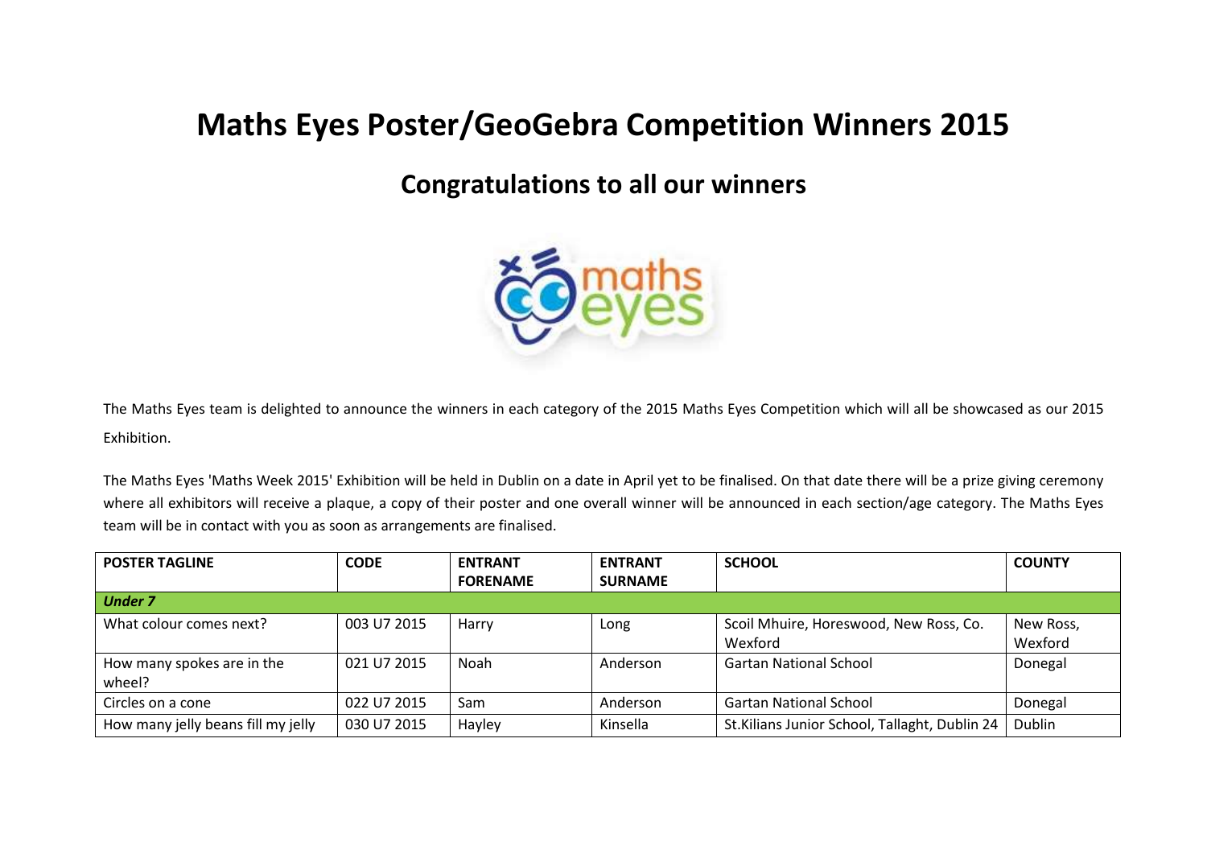# Maths Eyes Poster/GeoGebra Competition Winners 2015

## Congratulations to all our winners

The Maths Eyes team is delighted to announce the winners in each category of the 2015 Maths Eyes Competition which will all be showcased as our 2015 Exhibition.

The Maths Eyes 'Maths Week 2015' Exhibition will be held in Dublin on a date in April yet to be finalised. On that date there will be a prize giving ceremony where all exhibitors will receive a plaque, a copy of their poster and one overall winner will be announced in each section/age category. The Maths Eyes team will be in contact with you as soon as arrangements are finalised.

| POSTER TAGLINE | CODE | ENTRANT FORENAME | ENTRANT SURNAME | SCHOOL | COUNTY |
|---|---|---|---|---|---|
| ***Under 7*** | | | | | |
| What colour comes next? | 003 U7 2015 | Harry | Long | Scoil Mhuire, Horeswood, New Ross, Co. Wexford | New Ross, Wexford |
| How many spokes are in the wheel? | 021 U7 2015 | Noah | Anderson | Gartan National School | Donegal |
| Circles on a cone | 022 U7 2015 | Sam | Anderson | Gartan National School | Donegal |
| How many jelly beans fill my jelly | 030 U7 2015 | Hayley | Kinsella | St.Kilians Junior School, Tallaght, Dublin 24 | Dublin |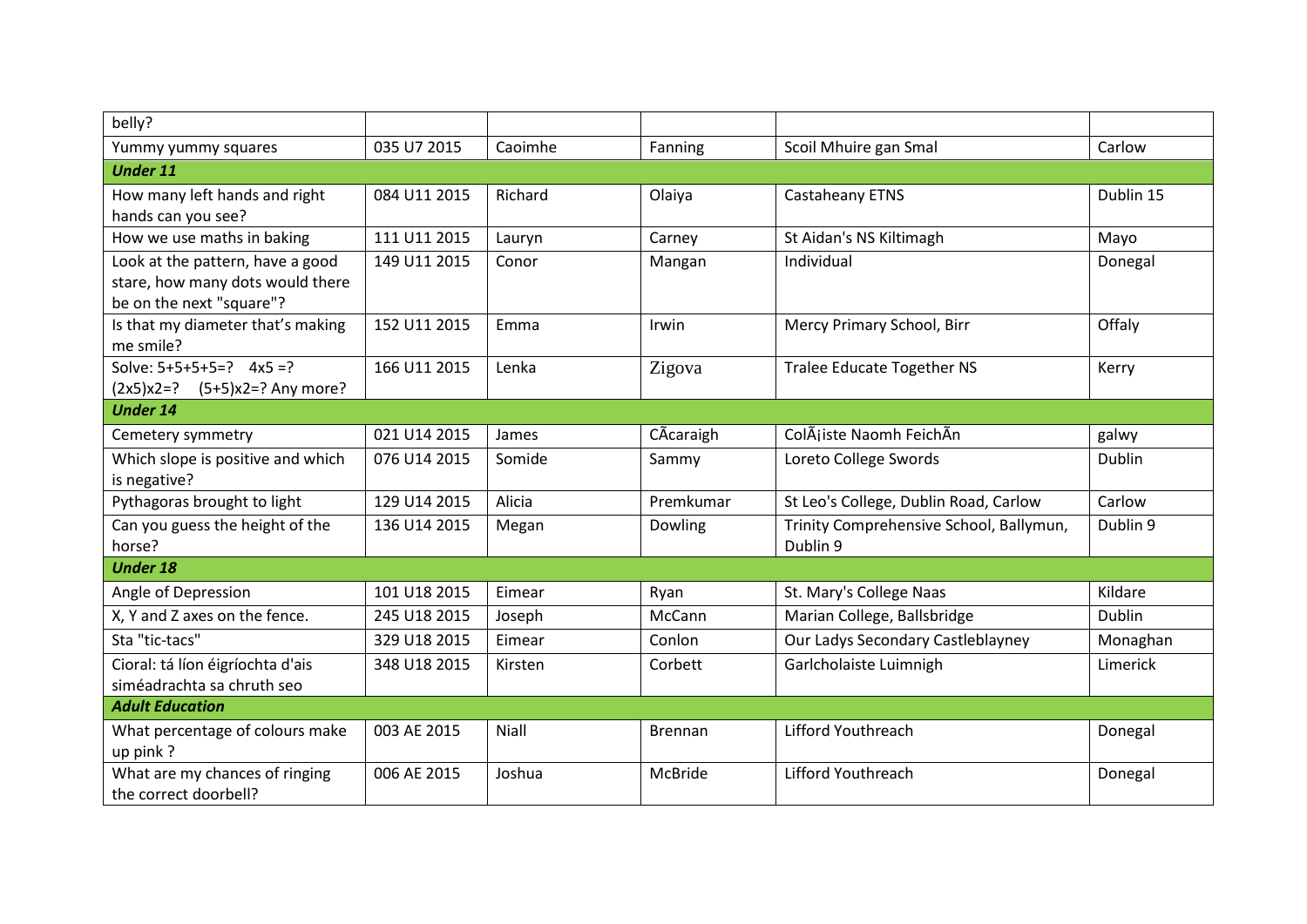| | | | | | |
|---|---|---|---|---|---|
| belly? | | | | | |
| Yummy yummy squares | 035 U7 2015 | Caoimhe | Fanning | Scoil Mhuire gan Smal | Carlow |
| ***Under 11*** | | | | | |
| How many left hands and right hands can you see? | 084 U11 2015 | Richard | Olaiya | Castaheany ETNS | Dublin 15 |
| How we use maths in baking | 111 U11 2015 | Lauryn | Carney | St Aidan's NS Kiltimagh | Mayo |
| Look at the pattern, have a good stare, how many dots would there be on the next "square"? | 149 U11 2015 | Conor | Mangan | Individual | Donegal |
| Is that my diameter that's making me smile? | 152 U11 2015 | Emma | Irwin | Mercy Primary School, Birr | Offaly |
| Solve: 5+5+5+5=? 4x5 =? (2x5)x2=? (5+5)x2=? Any more? | 166 U11 2015 | Lenka | Zigova | Tralee Educate Together NS | Kerry |
| ***Under 14*** | | | | | |
| Cemetery symmetry | 021 U14 2015 | James | CÃcaraigh | ColÃ¡iste Naomh FeichÃn | galwy |
| Which slope is positive and which is negative? | 076 U14 2015 | Somide | Sammy | Loreto College Swords | Dublin |
| Pythagoras brought to light | 129 U14 2015 | Alicia | Premkumar | St Leo's College, Dublin Road, Carlow | Carlow |
| Can you guess the height of the horse? | 136 U14 2015 | Megan | Dowling | Trinity Comprehensive School, Ballymun, Dublin 9 | Dublin 9 |
| ***Under 18*** | | | | | |
| Angle of Depression | 101 U18 2015 | Eimear | Ryan | St. Mary's College Naas | Kildare |
| X, Y and Z axes on the fence. | 245 U18 2015 | Joseph | McCann | Marian College, Ballsbridge | Dublin |
| Sta "tic-tacs" | 329 U18 2015 | Eimear | Conlon | Our Ladys Secondary Castleblayney | Monaghan |
| Cioral: tá líon éigríochta d'ais siméadrachta sa chruth seo | 348 U18 2015 | Kirsten | Corbett | Garlcholaiste Luimnigh | Limerick |
| ***Adult Education*** | | | | | |
| What percentage of colours make up pink ? | 003 AE 2015 | Niall | Brennan | Lifford Youthreach | Donegal |
| What are my chances of ringing the correct doorbell? | 006 AE 2015 | Joshua | McBride | Lifford Youthreach | Donegal |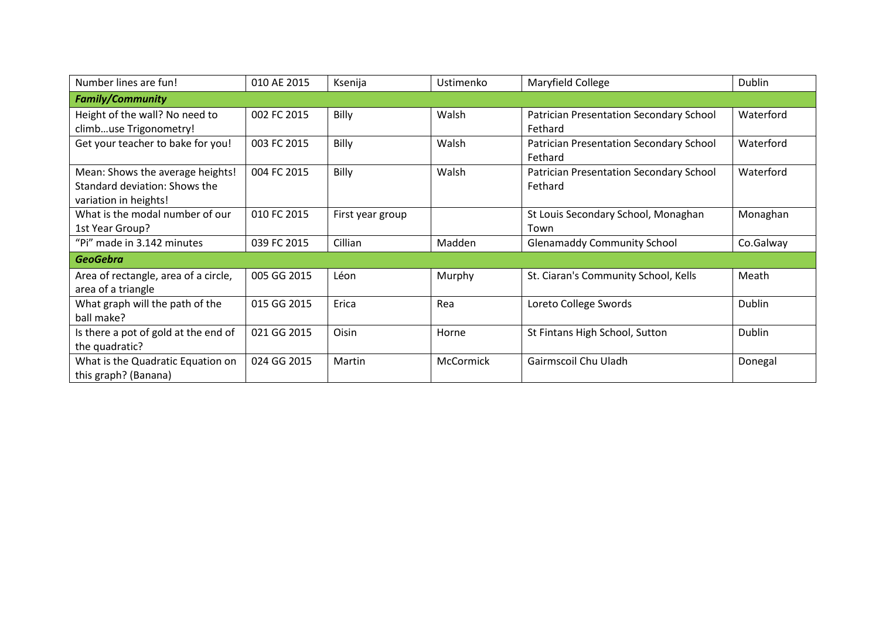| | | | | | |
|---|---|---|---|---|---|
| Number lines are fun! | 010 AE 2015 | Ksenija | Ustimenko | Maryfield College | Dublin |
| ***Family/Community*** | | | | | |
| Height of the wall? No need to climb…use Trigonometry! | 002 FC 2015 | Billy | Walsh | Patrician Presentation Secondary School Fethard | Waterford |
| Get your teacher to bake for you! | 003 FC 2015 | Billy | Walsh | Patrician Presentation Secondary School Fethard | Waterford |
| Mean: Shows the average heights! Standard deviation: Shows the variation in heights! | 004 FC 2015 | Billy | Walsh | Patrician Presentation Secondary School Fethard | Waterford |
| What is the modal number of our 1st Year Group? | 010 FC 2015 | First year group | | St Louis Secondary School, Monaghan Town | Monaghan |
| "Pi" made in 3.142 minutes | 039 FC 2015 | Cillian | Madden | Glenamaddy Community School | Co.Galway |
| ***GeoGebra*** | | | | | |
| Area of rectangle, area of a circle, area of a triangle | 005 GG 2015 | Léon | Murphy | St. Ciaran's Community School, Kells | Meath |
| What graph will the path of the ball make? | 015 GG 2015 | Erica | Rea | Loreto College Swords | Dublin |
| Is there a pot of gold at the end of the quadratic? | 021 GG 2015 | Oisin | Horne | St Fintans High School, Sutton | Dublin |
| What is the Quadratic Equation on this graph? (Banana) | 024 GG 2015 | Martin | McCormick | Gairmscoil Chu Uladh | Donegal |